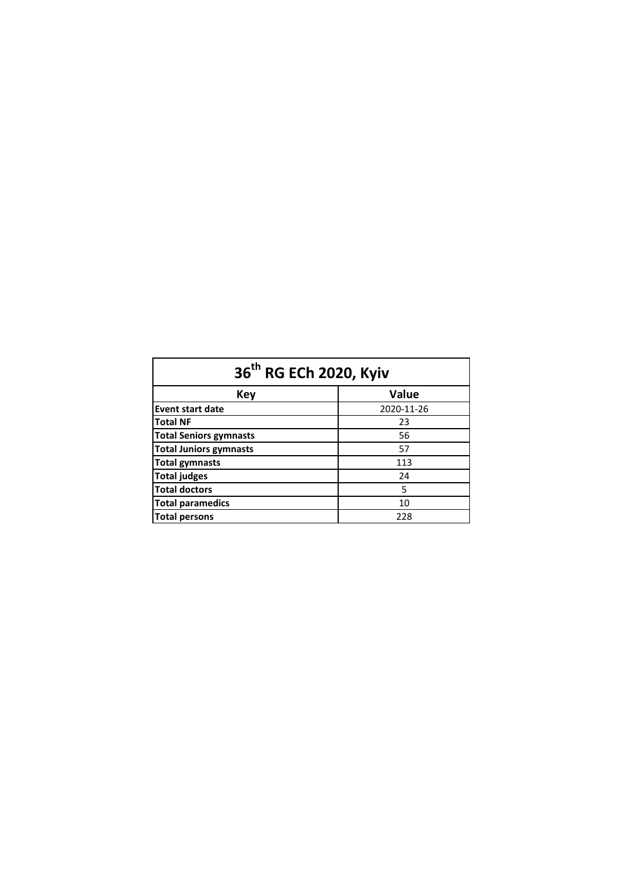| 36th RG ECh 2020, Kyiv | |
|---|---|
| **Key** | **Value** |
| **Event start date** | 2020-11-26 |
| **Total NF** | 23 |
| **Total Seniors gymnasts** | 56 |
| **Total Juniors gymnasts** | 57 |
| **Total gymnasts** | 113 |
| **Total judges** | 24 |
| **Total doctors** | 5 |
| **Total paramedics** | 10 |
| **Total persons** | 228 |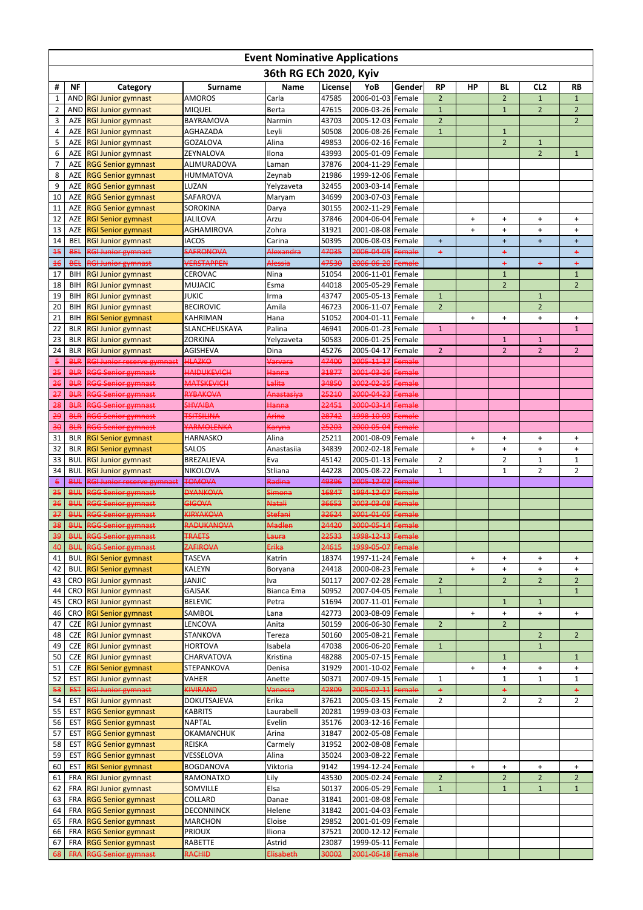# Event Nominative Applications

## 36th RG ECh 2020, Kyiv

| # | NF | Category | Surname | Name | License | YoB | Gender | RP | HP | BL | CL2 | RB |
|---|---|---|---|---|---|---|---|---|---|---|---|---|
| 1 | AND | RGI Junior gymnast | AMOROS | Carla | 47585 | 2006-01-03 | Female | 2 | | 2 | 1 | 1 |
| 2 | AND | RGI Junior gymnast | MIQUEL | Berta | 47615 | 2006-03-26 | Female | 1 | | 1 | 2 | 2 |
| 3 | AZE | RGI Junior gymnast | BAYRAMOVA | Narmin | 43703 | 2005-12-03 | Female | 2 | | | | 2 |
| 4 | AZE | RGI Junior gymnast | AGHAZADA | Leyli | 50508 | 2006-08-26 | Female | 1 | | 1 | | |
| 5 | AZE | RGI Junior gymnast | GOZALOVA | Alina | 49853 | 2006-02-16 | Female | | | 2 | 1 | |
| 6 | AZE | RGI Junior gymnast | ZEYNALOVA | Ilona | 43993 | 2005-01-09 | Female | | | | 2 | 1 |
| 7 | AZE | RGG Senior gymnast | ALIMURADOVA | Laman | 37876 | 2004-11-29 | Female | | | | | |
| 8 | AZE | RGG Senior gymnast | HUMMATOVA | Zeynab | 21986 | 1999-12-06 | Female | | | | | |
| 9 | AZE | RGG Senior gymnast | LUZAN | Yelyzaveta | 32455 | 2003-03-14 | Female | | | | | |
| 10 | AZE | RGG Senior gymnast | SAFAROVA | Maryam | 34699 | 2003-07-03 | Female | | | | | |
| 11 | AZE | RGG Senior gymnast | SOROKINA | Darya | 30155 | 2002-11-29 | Female | | | | | |
| 12 | AZE | RGI Senior gymnast | JALILOVA | Arzu | 37846 | 2004-06-04 | Female | | + | + | + | + |
| 13 | AZE | RGI Senior gymnast | AGHAMIROVA | Zohra | 31921 | 2001-08-08 | Female | | + | + | + | + |
| 14 | BEL | RGI Junior gymnast | IACOS | Carina | 50395 | 2006-08-03 | Female | + | | + | + | + |
| ~~15~~ | ~~BEL~~ | ~~RGI Junior gymnast~~ | ~~SAFRONOVA~~ | ~~Alexandra~~ | ~~47035~~ | ~~2006-04-05~~ | ~~Female~~ | ~~+~~ | | ~~+~~ | | ~~+~~ |
| ~~16~~ | ~~BEL~~ | ~~RGI Junior gymnast~~ | ~~VERSTAPPEN~~ | ~~Alessia~~ | ~~47530~~ | ~~2006-06-20~~ | ~~Female~~ | | | ~~+~~ | ~~+~~ | ~~+~~ |
| 17 | BIH | RGI Junior gymnast | CEROVAC | Nina | 51054 | 2006-11-01 | Female | | | 1 | | 1 |
| 18 | BIH | RGI Junior gymnast | MUJACIC | Esma | 44018 | 2005-05-29 | Female | | | 2 | | 2 |
| 19 | BIH | RGI Junior gymnast | JUKIC | Irma | 43747 | 2005-05-13 | Female | 1 | | | 1 | |
| 20 | BIH | RGI Junior gymnast | BECIROVIC | Amila | 46723 | 2006-11-07 | Female | 2 | | | 2 | |
| 21 | BIH | RGI Senior gymnast | KAHRIMAN | Hana | 51052 | 2004-01-11 | Female | | + | + | + | + |
| 22 | BLR | RGI Junior gymnast | SLANCHEUSKAYA | Palina | 46941 | 2006-01-23 | Female | 1 | | | | 1 |
| 23 | BLR | RGI Junior gymnast | ZORKINA | Yelyzaveta | 50583 | 2006-01-25 | Female | | | 1 | 1 | |
| 24 | BLR | RGI Junior gymnast | AGISHEVA | Dina | 45276 | 2005-04-17 | Female | 2 | | 2 | 2 | 2 |
| ~~5~~ | ~~BLR~~ | ~~RGI Junior reserve gymnast~~ | ~~HLAZKO~~ | ~~Varvara~~ | ~~47400~~ | ~~2005-11-17~~ | ~~Female~~ | | | | | |
| ~~25~~ | ~~BLR~~ | ~~RGG Senior gymnast~~ | ~~HAIDUKEVICH~~ | ~~Hanna~~ | ~~31877~~ | ~~2001-03-26~~ | ~~Female~~ | | | | | |
| ~~26~~ | ~~BLR~~ | ~~RGG Senior gymnast~~ | ~~MATSKEVICH~~ | ~~Lalita~~ | ~~34850~~ | ~~2002-02-25~~ | ~~Female~~ | | | | | |
| ~~27~~ | ~~BLR~~ | ~~RGG Senior gymnast~~ | ~~RYBAKOVA~~ | ~~Anastasiya~~ | ~~25210~~ | ~~2000-04-23~~ | ~~Female~~ | | | | | |
| ~~28~~ | ~~BLR~~ | ~~RGG Senior gymnast~~ | ~~SHVAIBA~~ | ~~Hanna~~ | ~~22451~~ | ~~2000-03-14~~ | ~~Female~~ | | | | | |
| ~~29~~ | ~~BLR~~ | ~~RGG Senior gymnast~~ | ~~TSITSILINA~~ | ~~Arina~~ | ~~28742~~ | ~~1998-10-09~~ | ~~Female~~ | | | | | |
| ~~30~~ | ~~BLR~~ | ~~RGG Senior gymnast~~ | ~~YARMOLENKA~~ | ~~Karyna~~ | ~~25203~~ | ~~2000-05-04~~ | ~~Female~~ | | | | | |
| 31 | BLR | RGI Senior gymnast | HARNASKO | Alina | 25211 | 2001-08-09 | Female | | + | + | + | + |
| 32 | BLR | RGI Senior gymnast | SALOS | Anastasiia | 34839 | 2002-02-18 | Female | | + | + | + | + |
| 33 | BUL | RGI Junior gymnast | BREZALIEVA | Eva | 45142 | 2005-01-13 | Female | 2 | | 2 | 1 | 1 |
| 34 | BUL | RGI Junior gymnast | NIKOLOVA | Stliana | 44228 | 2005-08-22 | Female | 1 | | 1 | 2 | 2 |
| ~~6~~ | ~~BUL~~ | ~~RGI Junior reserve gymnast~~ | ~~TOMOVA~~ | ~~Radina~~ | ~~49396~~ | ~~2005-12-02~~ | ~~Female~~ | | | | | |
| ~~35~~ | ~~BUL~~ | ~~RGG Senior gymnast~~ | ~~DYANKOVA~~ | ~~Simona~~ | ~~16847~~ | ~~1994-12-07~~ | ~~Female~~ | | | | | |
| ~~36~~ | ~~BUL~~ | ~~RGG Senior gymnast~~ | ~~GIGOVA~~ | ~~Natali~~ | ~~36653~~ | ~~2003-03-08~~ | ~~Female~~ | | | | | |
| ~~37~~ | ~~BUL~~ | ~~RGG Senior gymnast~~ | ~~KIRYAKOVA~~ | ~~Stefani~~ | ~~32624~~ | ~~2001-01-05~~ | ~~Female~~ | | | | | |
| ~~38~~ | ~~BUL~~ | ~~RGG Senior gymnast~~ | ~~RADUKANOVA~~ | ~~Madlen~~ | ~~24420~~ | ~~2000-05-14~~ | ~~Female~~ | | | | | |
| ~~39~~ | ~~BUL~~ | ~~RGG Senior gymnast~~ | ~~TRAETS~~ | ~~Laura~~ | ~~22533~~ | ~~1998-12-13~~ | ~~Female~~ | | | | | |
| ~~40~~ | ~~BUL~~ | ~~RGG Senior gymnast~~ | ~~ZAFIROVA~~ | ~~Erika~~ | ~~24615~~ | ~~1999-05-07~~ | ~~Female~~ | | | | | |
| 41 | BUL | RGI Senior gymnast | TASEVA | Katrin | 18374 | 1997-11-24 | Female | | + | + | + | + |
| 42 | BUL | RGI Senior gymnast | KALEYN | Boryana | 24418 | 2000-08-23 | Female | | + | + | + | + |
| 43 | CRO | RGI Junior gymnast | JANJIC | Iva | 50117 | 2007-02-28 | Female | 2 | | 2 | 2 | 2 |
| 44 | CRO | RGI Junior gymnast | GAJSAK | Bianca Ema | 50952 | 2007-04-05 | Female | 1 | | | | 1 |
| 45 | CRO | RGI Junior gymnast | BELEVIC | Petra | 51694 | 2007-11-01 | Female | | | 1 | 1 | |
| 46 | CRO | RGI Senior gymnast | SAMBOL | Lana | 42773 | 2003-08-09 | Female | | + | + | + | + |
| 47 | CZE | RGI Junior gymnast | LENCOVA | Anita | 50159 | 2006-06-30 | Female | 2 | | 2 | | |
| 48 | CZE | RGI Junior gymnast | STANKOVA | Tereza | 50160 | 2005-08-21 | Female | | | | 2 | 2 |
| 49 | CZE | RGI Junior gymnast | HORTOVA | Isabela | 47038 | 2006-06-20 | Female | 1 | | | 1 | |
| 50 | CZE | RGI Junior gymnast | CHARVATOVA | Kristina | 48288 | 2005-07-15 | Female | | | 1 | | 1 |
| 51 | CZE | RGI Senior gymnast | STEPANKOVA | Denisa | 31929 | 2001-10-02 | Female | | + | + | + | + |
| 52 | EST | RGI Junior gymnast | VAHER | Anette | 50371 | 2007-09-15 | Female | 1 | | 1 | 1 | 1 |
| ~~53~~ | ~~EST~~ | ~~RGI Junior gymnast~~ | ~~KIVIRAND~~ | ~~Vanessa~~ | ~~42809~~ | ~~2005-02-11~~ | ~~Female~~ | ~~+~~ | | ~~+~~ | | ~~+~~ |
| 54 | EST | RGI Junior gymnast | DOKUTSAJEVA | Erika | 37621 | 2005-03-15 | Female | 2 | | 2 | 2 | 2 |
| 55 | EST | RGG Senior gymnast | KABRITS | Laurabell | 20281 | 1999-03-03 | Female | | | | | |
| 56 | EST | RGG Senior gymnast | NAPTAL | Evelin | 35176 | 2003-12-16 | Female | | | | | |
| 57 | EST | RGG Senior gymnast | OKAMANCHUK | Arina | 31847 | 2002-05-08 | Female | | | | | |
| 58 | EST | RGG Senior gymnast | REISKA | Carmely | 31952 | 2002-08-08 | Female | | | | | |
| 59 | EST | RGG Senior gymnast | VESSELOVA | Alina | 35024 | 2003-08-22 | Female | | | | | |
| 60 | EST | RGI Senior gymnast | BOGDANOVA | Viktoria | 9142 | 1994-12-24 | Female | | + | + | + | + |
| 61 | FRA | RGI Junior gymnast | RAMONATXO | Lily | 43530 | 2005-02-24 | Female | 2 | | 2 | 2 | 2 |
| 62 | FRA | RGI Junior gymnast | SOMVILLE | Elsa | 50137 | 2006-05-29 | Female | 1 | | 1 | 1 | 1 |
| 63 | FRA | RGG Senior gymnast | COLLARD | Danae | 31841 | 2001-08-08 | Female | | | | | |
| 64 | FRA | RGG Senior gymnast | DECONNINCK | Helene | 31842 | 2001-04-03 | Female | | | | | |
| 65 | FRA | RGG Senior gymnast | MARCHON | Eloise | 29852 | 2001-01-09 | Female | | | | | |
| 66 | FRA | RGG Senior gymnast | PRIOUX | Iliona | 37521 | 2000-12-12 | Female | | | | | |
| 67 | FRA | RGG Senior gymnast | RABETTE | Astrid | 23087 | 1999-05-11 | Female | | | | | |
| ~~68~~ | ~~FRA~~ | ~~RGG Senior gymnast~~ | ~~RACHID~~ | ~~Elisabeth~~ | ~~30002~~ | ~~2001-06-18~~ | ~~Female~~ | | | | | |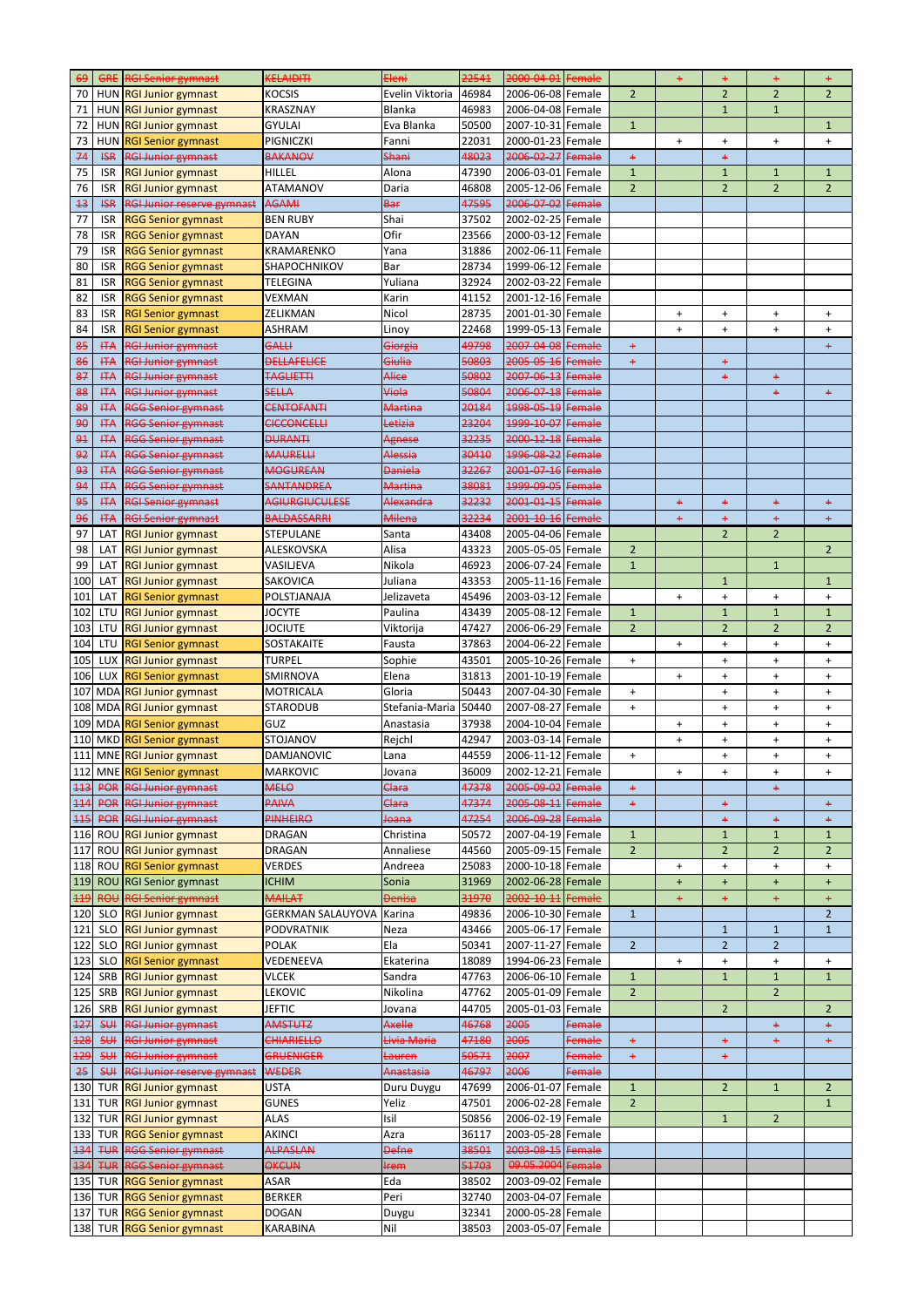| | | | | | | | | | | | | |
|---|---|---|---|---|---|---|---|---|---|---|---|---|
| ~~69~~ | ~~GRE~~ | ~~RGI Senior gymnast~~ | ~~KELAIDITI~~ | ~~Eleni~~ | ~~22541~~ | ~~2000-04-01~~ | ~~Female~~ | | ~~+~~ | ~~+~~ | ~~+~~ | ~~+~~ |
| 70 | HUN | RGI Junior gymnast | KOCSIS | Evelin Viktoria | 46984 | 2006-06-08 | Female | 2 | | 2 | 2 | 2 |
| 71 | HUN | RGI Junior gymnast | KRASZNAY | Blanka | 46983 | 2006-04-08 | Female | | | 1 | 1 | |
| 72 | HUN | RGI Junior gymnast | GYULAI | Eva Blanka | 50500 | 2007-10-31 | Female | 1 | | | | 1 |
| 73 | HUN | RGI Senior gymnast | PIGNICZKI | Fanni | 22031 | 2000-01-23 | Female | | + | + | + | + |
| ~~74~~ | ~~ISR~~ | ~~RGI Junior gymnast~~ | ~~BAKANOV~~ | ~~Shani~~ | ~~48023~~ | ~~2006-02-27~~ | ~~Female~~ | ~~+~~ | | ~~+~~ | | |
| 75 | ISR | RGI Junior gymnast | HILLEL | Alona | 47390 | 2006-03-01 | Female | 1 | | 1 | 1 | 1 |
| 76 | ISR | RGI Junior gymnast | ATAMANOV | Daria | 46808 | 2005-12-06 | Female | 2 | | 2 | 2 | 2 |
| ~~13~~ | ~~ISR~~ | ~~RGI Junior reserve gymnast~~ | ~~AGAMI~~ | ~~Bar~~ | ~~47595~~ | ~~2006-07-02~~ | ~~Female~~ | | | | | |
| 77 | ISR | RGG Senior gymnast | BEN RUBY | Shai | 37502 | 2002-02-25 | Female | | | | | |
| 78 | ISR | RGG Senior gymnast | DAYAN | Ofir | 23566 | 2000-03-12 | Female | | | | | |
| 79 | ISR | RGG Senior gymnast | KRAMARENKO | Yana | 31886 | 2002-06-11 | Female | | | | | |
| 80 | ISR | RGG Senior gymnast | SHAPOCHNIKOV | Bar | 28734 | 1999-06-12 | Female | | | | | |
| 81 | ISR | RGG Senior gymnast | TELEGINA | Yuliana | 32924 | 2002-03-22 | Female | | | | | |
| 82 | ISR | RGG Senior gymnast | VEXMAN | Karin | 41152 | 2001-12-16 | Female | | | | | |
| 83 | ISR | RGI Senior gymnast | ZELIKMAN | Nicol | 28735 | 2001-01-30 | Female | | + | + | + | + |
| 84 | ISR | RGI Senior gymnast | ASHRAM | Linoy | 22468 | 1999-05-13 | Female | | + | + | + | + |
| ~~85~~ | ~~ITA~~ | ~~RGI Junior gymnast~~ | ~~GALLI~~ | ~~Giorgia~~ | ~~49798~~ | ~~2007-04-08~~ | ~~Female~~ | ~~+~~ | | | | ~~+~~ |
| ~~86~~ | ~~ITA~~ | ~~RGI Junior gymnast~~ | ~~DELLAFELICE~~ | ~~Giulia~~ | ~~50803~~ | ~~2005-05-16~~ | ~~Female~~ | ~~+~~ | | ~~+~~ | | |
| ~~87~~ | ~~ITA~~ | ~~RGI Junior gymnast~~ | ~~TAGLIETTI~~ | ~~Alice~~ | ~~50802~~ | ~~2007-06-13~~ | ~~Female~~ | | | ~~+~~ | ~~+~~ | |
| ~~88~~ | ~~ITA~~ | ~~RGI Junior gymnast~~ | ~~SELLA~~ | ~~Viola~~ | ~~50804~~ | ~~2006-07-18~~ | ~~Female~~ | | | | ~~+~~ | ~~+~~ |
| ~~89~~ | ~~ITA~~ | ~~RGG Senior gymnast~~ | ~~CENTOFANTI~~ | ~~Martina~~ | ~~20184~~ | ~~1998-05-19~~ | ~~Female~~ | | | | | |
| ~~90~~ | ~~ITA~~ | ~~RGG Senior gymnast~~ | ~~CICCONCELLI~~ | ~~Letizia~~ | ~~23204~~ | ~~1999-10-07~~ | ~~Female~~ | | | | | |
| ~~91~~ | ~~ITA~~ | ~~RGG Senior gymnast~~ | ~~DURANTI~~ | ~~Agnese~~ | ~~32235~~ | ~~2000-12-18~~ | ~~Female~~ | | | | | |
| ~~92~~ | ~~ITA~~ | ~~RGG Senior gymnast~~ | ~~MAURELLI~~ | ~~Alessia~~ | ~~30410~~ | ~~1996-08-22~~ | ~~Female~~ | | | | | |
| ~~93~~ | ~~ITA~~ | ~~RGG Senior gymnast~~ | ~~MOGUREAN~~ | ~~Daniela~~ | ~~32267~~ | ~~2001-07-16~~ | ~~Female~~ | | | | | |
| ~~94~~ | ~~ITA~~ | ~~RGG Senior gymnast~~ | ~~SANTANDREA~~ | ~~Martina~~ | ~~38081~~ | ~~1999-09-05~~ | ~~Female~~ | | | | | |
| ~~95~~ | ~~ITA~~ | ~~RGI Senior gymnast~~ | ~~AGIURGIUCULESE~~ | ~~Alexandra~~ | ~~32232~~ | ~~2001-01-15~~ | ~~Female~~ | | ~~+~~ | ~~+~~ | ~~+~~ | ~~+~~ |
| ~~96~~ | ~~ITA~~ | ~~RGI Senior gymnast~~ | ~~BALDASSARRI~~ | ~~Milena~~ | ~~32234~~ | ~~2001-10-16~~ | ~~Female~~ | | ~~+~~ | ~~+~~ | ~~+~~ | ~~+~~ |
| 97 | LAT | RGI Junior gymnast | STEPULANE | Santa | 43408 | 2005-04-06 | Female | | | 2 | 2 | |
| 98 | LAT | RGI Junior gymnast | ALESKOVSKA | Alisa | 43323 | 2005-05-05 | Female | 2 | | | | 2 |
| 99 | LAT | RGI Junior gymnast | VASILJEVA | Nikola | 46923 | 2006-07-24 | Female | 1 | | | 1 | |
| 100 | LAT | RGI Junior gymnast | SAKOVICA | Juliana | 43353 | 2005-11-16 | Female | | | 1 | | 1 |
| 101 | LAT | RGI Senior gymnast | POLSTJANAJA | Jelizaveta | 45496 | 2003-03-12 | Female | | + | + | + | + |
| 102 | LTU | RGI Junior gymnast | JOCYTE | Paulina | 43439 | 2005-08-12 | Female | 1 | | 1 | 1 | 1 |
| 103 | LTU | RGI Junior gymnast | JOCIUTE | Viktorija | 47427 | 2006-06-29 | Female | 2 | | 2 | 2 | 2 |
| 104 | LTU | RGI Senior gymnast | SOSTAKAITE | Fausta | 37863 | 2004-06-22 | Female | | + | + | + | + |
| 105 | LUX | RGI Junior gymnast | TURPEL | Sophie | 43501 | 2005-10-26 | Female | + | | + | + | + |
| 106 | LUX | RGI Senior gymnast | SMIRNOVA | Elena | 31813 | 2001-10-19 | Female | | + | + | + | + |
| 107 | MDA | RGI Junior gymnast | MOTRICALA | Gloria | 50443 | 2007-04-30 | Female | + | | + | + | + |
| 108 | MDA | RGI Junior gymnast | STARODUB | Stefania-Maria | 50440 | 2007-08-27 | Female | + | | + | + | + |
| 109 | MDA | RGI Senior gymnast | GUZ | Anastasia | 37938 | 2004-10-04 | Female | | + | + | + | + |
| 110 | MKD | RGI Senior gymnast | STOJANOV | Rejchl | 42947 | 2003-03-14 | Female | | + | + | + | + |
| 111 | MNE | RGI Junior gymnast | DAMJANOVIC | Lana | 44559 | 2006-11-12 | Female | + | | + | + | + |
| 112 | MNE | RGI Senior gymnast | MARKOVIC | Jovana | 36009 | 2002-12-21 | Female | | + | + | + | + |
| ~~113~~ | ~~POR~~ | ~~RGI Junior gymnast~~ | ~~MELO~~ | ~~Clara~~ | ~~47378~~ | ~~2005-09-02~~ | ~~Female~~ | ~~+~~ | | | ~~+~~ | |
| ~~114~~ | ~~POR~~ | ~~RGI Junior gymnast~~ | ~~PAIVA~~ | ~~Clara~~ | ~~47374~~ | ~~2005-08-11~~ | ~~Female~~ | ~~+~~ | | ~~+~~ | | ~~+~~ |
| ~~115~~ | ~~POR~~ | ~~RGI Junior gymnast~~ | ~~PINHEIRO~~ | ~~Joana~~ | ~~47254~~ | ~~2006-09-28~~ | ~~Female~~ | | | ~~+~~ | ~~+~~ | ~~+~~ |
| 116 | ROU | RGI Junior gymnast | DRAGAN | Christina | 50572 | 2007-04-19 | Female | 1 | | 1 | 1 | 1 |
| 117 | ROU | RGI Junior gymnast | DRAGAN | Annaliese | 44560 | 2005-09-15 | Female | 2 | | 2 | 2 | 2 |
| 118 | ROU | RGI Senior gymnast | VERDES | Andreea | 25083 | 2000-10-18 | Female | | + | + | + | + |
| 119 | ROU | RGI Senior gymnast | ICHIM | Sonia | 31969 | 2002-06-26 | Female | | + | + | + | + |
| ~~119~~ | ~~ROU~~ | ~~RGI Senior gymnast~~ | ~~MAILAT~~ | ~~Denisa~~ | ~~31970~~ | ~~2002-10-11~~ | ~~Female~~ | | ~~+~~ | ~~+~~ | ~~+~~ | ~~+~~ |
| 120 | SLO | RGI Junior gymnast | GERKMAN SALAUYOVA | Karina | 49836 | 2006-10-30 | Female | 1 | | | | 2 |
| 121 | SLO | RGI Junior gymnast | PODVRATNIK | Neza | 43466 | 2005-06-17 | Female | | | 1 | 1 | 1 |
| 122 | SLO | RGI Junior gymnast | POLAK | Ela | 50341 | 2007-11-27 | Female | 2 | | 2 | 2 | |
| 123 | SLO | RGI Senior gymnast | VEDENEEVA | Ekaterina | 18089 | 1994-06-23 | Female | | + | + | + | + |
| 124 | SRB | RGI Junior gymnast | VLCEK | Sandra | 47763 | 2006-06-10 | Female | 1 | | 1 | 1 | 1 |
| 125 | SRB | RGI Junior gymnast | LEKOVIC | Nikolina | 47762 | 2005-01-09 | Female | 2 | | | 2 | |
| 126 | SRB | RGI Junior gymnast | JEFTIC | Jovana | 44705 | 2005-01-03 | Female | | | 2 | | 2 |
| ~~127~~ | ~~SUI~~ | ~~RGI Junior gymnast~~ | ~~AMSTUTZ~~ | ~~Axelle~~ | ~~46768~~ | ~~2005~~ | ~~Female~~ | | | | ~~+~~ | ~~+~~ |
| ~~128~~ | ~~SUI~~ | ~~RGI Junior gymnast~~ | ~~CHIARIELLO~~ | ~~Livia Maria~~ | ~~47180~~ | ~~2005~~ | ~~Female~~ | ~~+~~ | | ~~+~~ | ~~+~~ | ~~+~~ |
| ~~129~~ | ~~SUI~~ | ~~RGI Junior gymnast~~ | ~~GRUENIGER~~ | ~~Lauren~~ | ~~50571~~ | ~~2007~~ | ~~Female~~ | ~~+~~ | | ~~+~~ | | |
| ~~25~~ | ~~SUI~~ | ~~RGI Junior reserve gymnast~~ | ~~WEDER~~ | ~~Anastasia~~ | ~~46797~~ | ~~2006~~ | ~~Female~~ | | | | | |
| 130 | TUR | RGI Junior gymnast | USTA | Duru Duygu | 47699 | 2006-01-07 | Female | 1 | | 2 | 1 | 2 |
| 131 | TUR | RGI Junior gymnast | GUNES | Yeliz | 47501 | 2006-02-28 | Female | 2 | | | | 1 |
| 132 | TUR | RGI Junior gymnast | ALAS | Isil | 50856 | 2006-02-19 | Female | | | 1 | 2 | |
| 133 | TUR | RGG Senior gymnast | AKINCI | Azra | 36117 | 2003-05-28 | Female | | | | | |
| ~~134~~ | ~~TUR~~ | ~~RGG Senior gymnast~~ | ~~ALPASLAN~~ | ~~Defne~~ | ~~38501~~ | ~~2003-08-15~~ | ~~Female~~ | | | | | |
| ~~134~~ | ~~TUR~~ | ~~RGG Senior gymnast~~ | ~~OKCUN~~ | ~~Irem~~ | ~~51703~~ | ~~09.05.2004~~ | ~~Female~~ | | | | | |
| 135 | TUR | RGG Senior gymnast | ASAR | Eda | 38502 | 2003-09-02 | Female | | | | | |
| 136 | TUR | RGG Senior gymnast | BERKER | Peri | 32740 | 2003-04-07 | Female | | | | | |
| 137 | TUR | RGG Senior gymnast | DOGAN | Duygu | 32341 | 2000-05-28 | Female | | | | | |
| 138 | TUR | RGG Senior gymnast | KARABINA | Nil | 38503 | 2003-05-07 | Female | | | | | |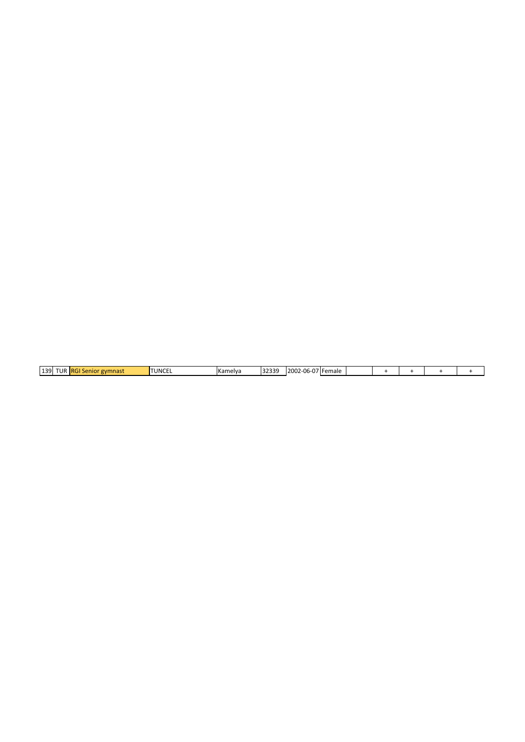| 139 | TUR | RGI Senior gymnast | TUNCEL | Kamelya | 32339 | 2002-06-07 | Female | | + | + | + | + |
|---|---|---|---|---|---|---|---|---|---|---|---|---|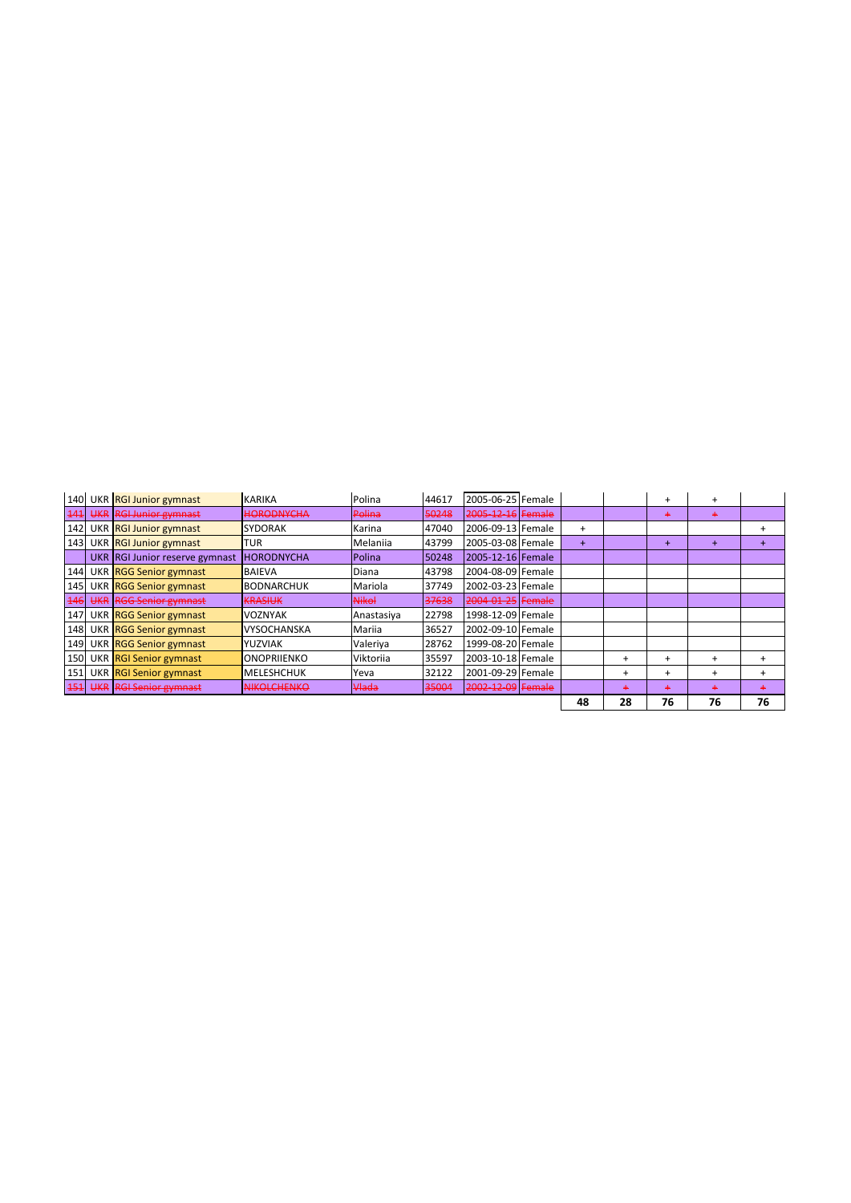| | | | | | | | | | | | | |
|---|---|---|---|---|---|---|---|---|---|---|---|---|
| 140 | UKR | RGI Junior gymnast | KARIKA | Polina | 44617 | 2005-06-25 | Female | | | + | + | |
| ~~141~~ | ~~UKR~~ | ~~RGI Junior gymnast~~ | ~~HORODNYCHA~~ | ~~Polina~~ | ~~50248~~ | ~~2005-12-16~~ | ~~Female~~ | | | ~~+~~ | ~~+~~ | |
| 142 | UKR | RGI Junior gymnast | SYDORAK | Karina | 47040 | 2006-09-13 | Female | + | | | | + |
| 143 | UKR | RGI Junior gymnast | TUR | Melaniia | 43799 | 2005-03-08 | Female | + | | + | + | + |
| | UKR | RGI Junior reserve gymnast | HORODNYCHA | Polina | 50248 | 2005-12-16 | Female | | | | | |
| 144 | UKR | RGG Senior gymnast | BAIEVA | Diana | 43798 | 2004-08-09 | Female | | | | | |
| 145 | UKR | RGG Senior gymnast | BODNARCHUK | Mariola | 37749 | 2002-03-23 | Female | | | | | |
| ~~146~~ | ~~UKR~~ | ~~RGG Senior gymnast~~ | ~~KRASIUK~~ | ~~Nikol~~ | ~~37638~~ | ~~2004-01-25~~ | ~~Female~~ | | | | | |
| 147 | UKR | RGG Senior gymnast | VOZNYAK | Anastasiya | 22798 | 1998-12-09 | Female | | | | | |
| 148 | UKR | RGG Senior gymnast | VYSOCHANSKA | Mariia | 36527 | 2002-09-10 | Female | | | | | |
| 149 | UKR | RGG Senior gymnast | YUZVIAK | Valeriya | 28762 | 1999-08-20 | Female | | | | | |
| 150 | UKR | RGI Senior gymnast | ONOPRIIENKO | Viktoriia | 35597 | 2003-10-18 | Female | | + | + | + | + |
| 151 | UKR | RGI Senior gymnast | MELESHCHUK | Yeva | 32122 | 2001-09-29 | Female | | + | + | + | + |
| ~~151~~ | ~~UKR~~ | ~~RGI Senior gymnast~~ | ~~NIKOLCHENKO~~ | ~~Vlada~~ | ~~35004~~ | ~~2002-12-09~~ | ~~Female~~ | | ~~+~~ | ~~+~~ | ~~+~~ | ~~+~~ |
| | | | | | | | | **48** | **28** | **76** | **76** | **76** |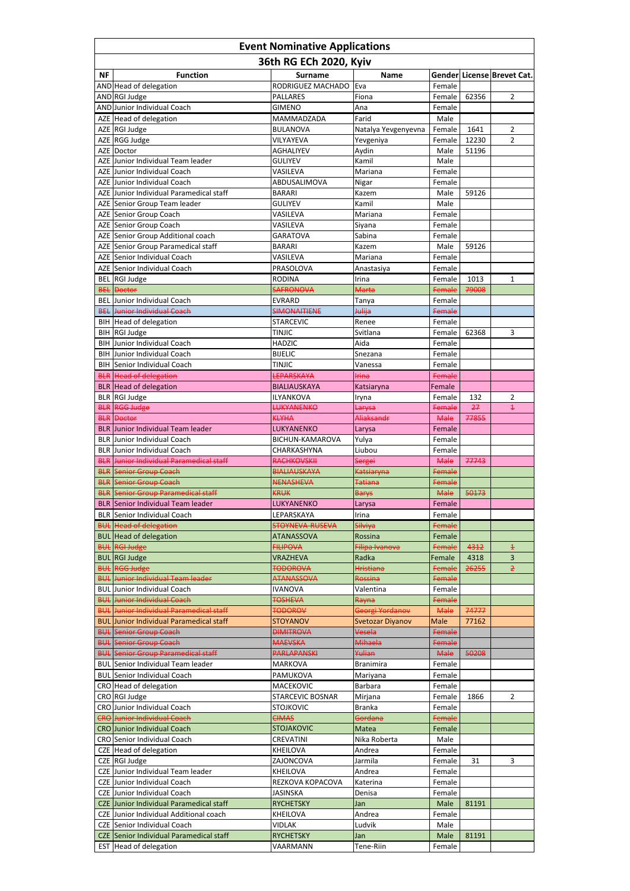| Event Nominative Applications | | | | | | |
|---|---|---|---|---|---|---|
| 36th RG ECh 2020, Kyiv | | | | | | |
| NF | Function | Surname | Name | Gender | License | Brevet Cat. |
| AND | Head of delegation | RODRIGUEZ MACHADO | Eva | Female | | |
| AND | RGI Judge | PALLARES | Fiona | Female | 62356 | 2 |
| AND | Junior Individual Coach | GIMENO | Ana | Female | | |
| AZE | Head of delegation | MAMMADZADA | Farid | Male | | |
| AZE | RGI Judge | BULANOVA | Natalya Yevgenyevna | Female | 1641 | 2 |
| AZE | RGG Judge | VILYAYEVA | Yevgeniya | Female | 12230 | 2 |
| AZE | Doctor | AGHALIYEV | Aydin | Male | 51196 | |
| AZE | Junior Individual Team leader | GULIYEV | Kamil | Male | | |
| AZE | Junior Individual Coach | VASILEVA | Mariana | Female | | |
| AZE | Junior Individual Coach | ABDUSALIMOVA | Nigar | Female | | |
| AZE | Junior Individual Paramedical staff | BARARI | Kazem | Male | 59126 | |
| AZE | Senior Group Team leader | GULIYEV | Kamil | Male | | |
| AZE | Senior Group Coach | VASILEVA | Mariana | Female | | |
| AZE | Senior Group Coach | VASILEVA | Siyana | Female | | |
| AZE | Senior Group Additional coach | GARATOVA | Sabina | Female | | |
| AZE | Senior Group Paramedical staff | BARARI | Kazem | Male | 59126 | |
| AZE | Senior Individual Coach | VASILEVA | Mariana | Female | | |
| AZE | Senior Individual Coach | PRASOLOVA | Anastasiya | Female | | |
| BEL | RGI Judge | RODINA | Irina | Female | 1013 | 1 |
| ~~BEL~~ | ~~Doctor~~ | ~~SAFRONOVA~~ | ~~Marta~~ | ~~Female~~ | ~~79008~~ | |
| BEL | Junior Individual Coach | EVRARD | Tanya | Female | | |
| ~~BEL~~ | ~~Junior Individual Coach~~ | ~~SIMONAITIENE~~ | ~~Julija~~ | ~~Female~~ | | |
| BIH | Head of delegation | STARCEVIC | Renee | Female | | |
| BIH | RGI Judge | TINJIC | Svitlana | Female | 62368 | 3 |
| BIH | Junior Individual Coach | HADZIC | Aida | Female | | |
| BIH | Junior Individual Coach | BIJELIC | Snezana | Female | | |
| BIH | Senior Individual Coach | TINJIC | Vanessa | Female | | |
| ~~BLR~~ | ~~Head of delegation~~ | ~~LEPARSKAYA~~ | ~~Irina~~ | ~~Female~~ | | |
| BLR | Head of delegation | BIALIAUSKAYA | Katsiaryna | Female | | |
| BLR | RGI Judge | ILYANKOVA | Iryna | Female | 132 | 2 |
| ~~BLR~~ | ~~RGG Judge~~ | ~~LUKYANENKO~~ | ~~Larysa~~ | ~~Female~~ | ~~27~~ | ~~1~~ |
| ~~BLR~~ | ~~Doctor~~ | ~~KLYHA~~ | ~~Aliaksandr~~ | ~~Male~~ | ~~77855~~ | |
| BLR | Junior Individual Team leader | LUKYANENKO | Larysa | Female | | |
| BLR | Junior Individual Coach | BICHUN-KAMAROVA | Yulya | Female | | |
| BLR | Junior Individual Coach | CHARKASHYNA | Liubou | Female | | |
| ~~BLR~~ | ~~Junior Individual Paramedical staff~~ | ~~RACHKOVSKII~~ | ~~Sergei~~ | ~~Male~~ | ~~77743~~ | |
| ~~BLR~~ | ~~Senior Group Coach~~ | ~~BIALIAUSKAYA~~ | ~~Katsiaryna~~ | ~~Female~~ | | |
| ~~BLR~~ | ~~Senior Group Coach~~ | ~~NENASHEVA~~ | ~~Tatiana~~ | ~~Female~~ | | |
| ~~BLR~~ | ~~Senior Group Paramedical staff~~ | ~~KRUK~~ | ~~Barys~~ | ~~Male~~ | ~~50173~~ | |
| BLR | Senior Individual Team leader | LUKYANENKO | Larysa | Female | | |
| BLR | Senior Individual Coach | LEPARSKAYA | Irina | Female | | |
| ~~BUL~~ | ~~Head of delegation~~ | ~~STOYNEVA-RUSEVA~~ | ~~Silviya~~ | ~~Female~~ | | |
| BUL | Head of delegation | ATANASSOVA | Rossina | Female | | |
| ~~BUL~~ | ~~RGI Judge~~ | ~~FILIPOVA~~ | ~~Filipa Ivanova~~ | ~~Female~~ | ~~4312~~ | ~~1~~ |
| BUL | RGI Judge | VRAZHEVA | Radka | Female | 4318 | 3 |
| ~~BUL~~ | ~~RGG Judge~~ | ~~TODOROVA~~ | ~~Hristiana~~ | ~~Female~~ | ~~26255~~ | ~~2~~ |
| ~~BUL~~ | ~~Junior Individual Team leader~~ | ~~ATANASSOVA~~ | ~~Rossina~~ | ~~Female~~ | | |
| BUL | Junior Individual Coach | IVANOVA | Valentina | Female | | |
| ~~BUL~~ | ~~Junior Individual Coach~~ | ~~TOSHEVA~~ | ~~Rayna~~ | ~~Female~~ | | |
| ~~BUL~~ | ~~Junior Individual Paramedical staff~~ | ~~TODOROV~~ | ~~Georgi Yordanov~~ | ~~Male~~ | ~~74777~~ | |
| BUL | Junior Individual Paramedical staff | STOYANOV | Svetozar Diyanov | Male | 77162 | |
| ~~BUL~~ | ~~Senior Group Coach~~ | ~~DIMITROVA~~ | ~~Vesela~~ | ~~Female~~ | | |
| ~~BUL~~ | ~~Senior Group Coach~~ | ~~MAEVSKA~~ | ~~Mihaela~~ | ~~Female~~ | | |
| ~~BUL~~ | ~~Senior Group Paramedical staff~~ | ~~PARLAPANSKI~~ | ~~Yulian~~ | ~~Male~~ | ~~50208~~ | |
| BUL | Senior Individual Team leader | MARKOVA | Branimira | Female | | |
| BUL | Senior Individual Coach | PAMUKOVA | Mariyana | Female | | |
| CRO | Head of delegation | MACEKOVIC | Barbara | Female | | |
| CRO | RGI Judge | STARCEVIC BOSNAR | Mirjana | Female | 1866 | 2 |
| CRO | Junior Individual Coach | STOJKOVIC | Branka | Female | | |
| ~~CRO~~ | ~~Junior Individual Coach~~ | ~~CIMAS~~ | ~~Gordana~~ | ~~Female~~ | | |
| CRO | Junior Individual Coach | STOJAKOVIC | Matea | Female | | |
| CRO | Senior Individual Coach | CREVATINI | Nika Roberta | Male | | |
| CZE | Head of delegation | KHEILOVA | Andrea | Female | | |
| CZE | RGI Judge | ZAJONCOVA | Jarmila | Female | 31 | 3 |
| CZE | Junior Individual Team leader | KHEILOVA | Andrea | Female | | |
| CZE | Junior Individual Coach | REZKOVA KOPACOVA | Katerina | Female | | |
| CZE | Junior Individual Coach | JASINSKA | Denisa | Female | | |
| CZE | Junior Individual Paramedical staff | RYCHETSKY | Jan | Male | 81191 | |
| CZE | Junior Individual Additional coach | KHEILOVA | Andrea | Female | | |
| CZE | Senior Individual Coach | VIDLAK | Ludvik | Male | | |
| CZE | Senior Individual Paramedical staff | RYCHETSKY | Jan | Male | 81191 | |
| EST | Head of delegation | VAARMANN | Tene-Riin | Female | | |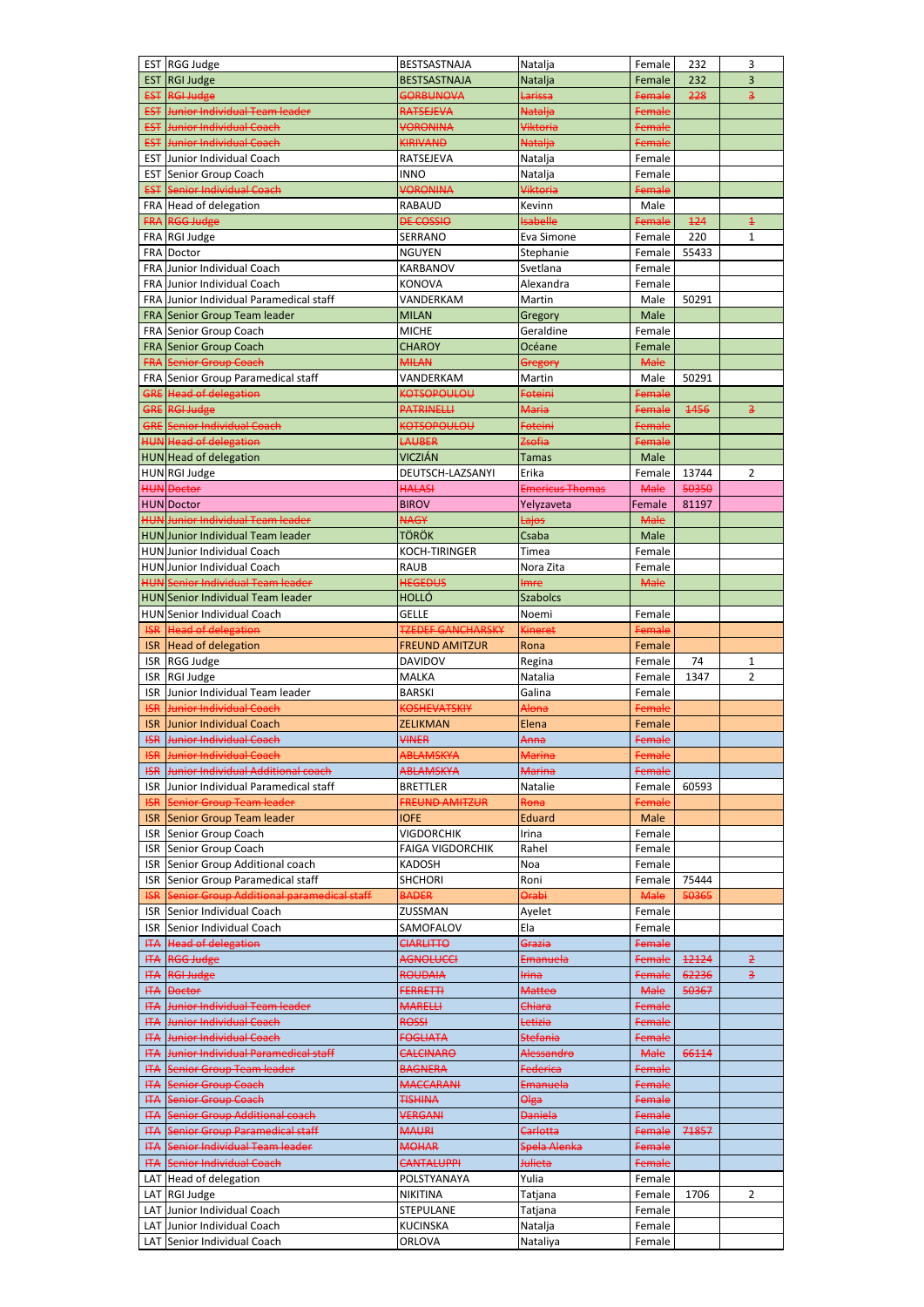| | | | | | | |
|---|---|---|---|---|---|---|
| EST | RGG Judge | BESTSASTNAJA | Natalja | Female | 232 | 3 |
| EST | RGI Judge | BESTSASTNAJA | Natalja | Female | 232 | 3 |
| ~~EST~~ | ~~RGI Judge~~ | ~~GORBUNOVA~~ | ~~Larissa~~ | ~~Female~~ | ~~228~~ | ~~3~~ |
| ~~EST~~ | ~~Junior Individual Team leader~~ | ~~RATSEJEVA~~ | ~~Natalja~~ | ~~Female~~ | | |
| ~~EST~~ | ~~Junior Individual Coach~~ | ~~VORONINA~~ | ~~Viktoria~~ | ~~Female~~ | | |
| ~~EST~~ | ~~Junior Individual Coach~~ | ~~KIRIVAND~~ | ~~Natalja~~ | ~~Female~~ | | |
| EST | Junior Individual Coach | RATSEJEVA | Natalja | Female | | |
| EST | Senior Group Coach | INNO | Natalja | Female | | |
| ~~EST~~ | ~~Senior Individual Coach~~ | ~~VORONINA~~ | ~~Viktoria~~ | ~~Female~~ | | |
| FRA | Head of delegation | RABAUD | Kevinn | Male | | |
| ~~FRA~~ | ~~RGG Judge~~ | ~~DE COSSIO~~ | ~~Isabelle~~ | ~~Female~~ | ~~124~~ | ~~1~~ |
| FRA | RGI Judge | SERRANO | Eva Simone | Female | 220 | 1 |
| FRA | Doctor | NGUYEN | Stephanie | Female | 55433 | |
| FRA | Junior Individual Coach | KARBANOV | Svetlana | Female | | |
| FRA | Junior Individual Coach | KONOVA | Alexandra | Female | | |
| FRA | Junior Individual Paramedical staff | VANDERKAM | Martin | Male | 50291 | |
| FRA | Senior Group Team leader | MILAN | Gregory | Male | | |
| FRA | Senior Group Coach | MICHE | Geraldine | Female | | |
| FRA | Senior Group Coach | CHAROY | Océane | Female | | |
| ~~FRA~~ | ~~Senior Group Coach~~ | ~~MILAN~~ | ~~Gregory~~ | ~~Male~~ | | |
| FRA | Senior Group Paramedical staff | VANDERKAM | Martin | Male | 50291 | |
| ~~GRE~~ | ~~Head of delegation~~ | ~~KOTSOPOULOU~~ | ~~Foteini~~ | ~~Female~~ | | |
| ~~GRE~~ | ~~RGI Judge~~ | ~~PATRINELLI~~ | ~~Maria~~ | ~~Female~~ | ~~1456~~ | ~~3~~ |
| ~~GRE~~ | ~~Senior Individual Coach~~ | ~~KOTSOPOULOU~~ | ~~Foteini~~ | ~~Female~~ | | |
| ~~HUN~~ | ~~Head of delegation~~ | ~~LAUBER~~ | ~~Zsofia~~ | ~~Female~~ | | |
| HUN | Head of delegation | VICZIÁN | Tamas | Male | | |
| HUN | RGI Judge | DEUTSCH-LAZSANYI | Erika | Female | 13744 | 2 |
| ~~HUN~~ | ~~Doctor~~ | ~~HALASI~~ | ~~Emericus Thomas~~ | ~~Male~~ | ~~50350~~ | |
| HUN | Doctor | BIROV | Yelyzaveta | Female | 81197 | |
| ~~HUN~~ | ~~Junior Individual Team leader~~ | ~~NAGY~~ | ~~Lajos~~ | ~~Male~~ | | |
| HUN | Junior Individual Team leader | TÖRÖK | Csaba | Male | | |
| HUN | Junior Individual Coach | KOCH-TIRINGER | Timea | Female | | |
| HUN | Junior Individual Coach | RAUB | Nora Zita | Female | | |
| ~~HUN~~ | ~~Senior Individual Team leader~~ | ~~HEGEDUS~~ | ~~Imre~~ | ~~Male~~ | | |
| HUN | Senior Individual Team leader | HOLLÓ | Szabolcs | | | |
| HUN | Senior Individual Coach | GELLE | Noemi | Female | | |
| ~~ISR~~ | ~~Head of delegation~~ | ~~TZEDEF GANCHARSKY~~ | ~~Kineret~~ | ~~Female~~ | | |
| ISR | Head of delegation | FREUND AMITZUR | Rona | Female | | |
| ISR | RGG Judge | DAVIDOV | Regina | Female | 74 | 1 |
| ISR | RGI Judge | MALKA | Natalia | Female | 1347 | 2 |
| ISR | Junior Individual Team leader | BARSKI | Galina | Female | | |
| ~~ISR~~ | ~~Junior Individual Coach~~ | ~~KOSHEVATSKIY~~ | ~~Alona~~ | ~~Female~~ | | |
| ISR | Junior Individual Coach | ZELIKMAN | Elena | Female | | |
| ~~ISR~~ | ~~Junior Individual Coach~~ | ~~VINER~~ | ~~Anna~~ | ~~Female~~ | | |
| ~~ISR~~ | ~~Junior Individual Coach~~ | ~~ABLAMSKYA~~ | ~~Marina~~ | ~~Female~~ | | |
| ~~ISR~~ | ~~Junior Individual Additional coach~~ | ~~ABLAMSKYA~~ | ~~Marina~~ | ~~Female~~ | | |
| ISR | Junior Individual Paramedical staff | BRETTLER | Natalie | Female | 60593 | |
| ~~ISR~~ | ~~Senior Group Team leader~~ | ~~FREUND AMITZUR~~ | ~~Rona~~ | ~~Female~~ | | |
| ISR | Senior Group Team leader | IOFE | Eduard | Male | | |
| ISR | Senior Group Coach | VIGDORCHIK | Irina | Female | | |
| ISR | Senior Group Coach | FAIGA VIGDORCHIK | Rahel | Female | | |
| ISR | Senior Group Additional coach | KADOSH | Noa | Female | | |
| ISR | Senior Group Paramedical staff | SHCHORI | Roni | Female | 75444 | |
| ~~ISR~~ | ~~Senior Group Additional paramedical staff~~ | ~~BADER~~ | ~~Orabi~~ | ~~Male~~ | ~~50365~~ | |
| ISR | Senior Individual Coach | ZUSSMAN | Ayelet | Female | | |
| ISR | Senior Individual Coach | SAMOFALOV | Ela | Female | | |
| ~~ITA~~ | ~~Head of delegation~~ | ~~CIARLITTO~~ | ~~Grazia~~ | ~~Female~~ | | |
| ~~ITA~~ | ~~RGG Judge~~ | ~~AGNOLUCCI~~ | ~~Emanuela~~ | ~~Female~~ | ~~12124~~ | ~~2~~ |
| ~~ITA~~ | ~~RGI Judge~~ | ~~ROUDAIA~~ | ~~Irina~~ | ~~Female~~ | ~~62236~~ | ~~3~~ |
| ~~ITA~~ | ~~Doctor~~ | ~~FERRETTI~~ | ~~Matteo~~ | ~~Male~~ | ~~50367~~ | |
| ~~ITA~~ | ~~Junior Individual Team leader~~ | ~~MARELLI~~ | ~~Chiara~~ | ~~Female~~ | | |
| ~~ITA~~ | ~~Junior Individual Coach~~ | ~~ROSSI~~ | ~~Letizia~~ | ~~Female~~ | | |
| ~~ITA~~ | ~~Junior Individual Coach~~ | ~~FOGLIATA~~ | ~~Stefania~~ | ~~Female~~ | | |
| ~~ITA~~ | ~~Junior Individual Paramedical staff~~ | ~~CALCINARO~~ | ~~Alessandro~~ | ~~Male~~ | ~~66114~~ | |
| ~~ITA~~ | ~~Senior Group Team leader~~ | ~~BAGNERA~~ | ~~Federica~~ | ~~Female~~ | | |
| ~~ITA~~ | ~~Senior Group Coach~~ | ~~MACCARANI~~ | ~~Emanuela~~ | ~~Female~~ | | |
| ~~ITA~~ | ~~Senior Group Coach~~ | ~~TISHINA~~ | ~~Olga~~ | ~~Female~~ | | |
| ~~ITA~~ | ~~Senior Group Additional coach~~ | ~~VERGANI~~ | ~~Daniela~~ | ~~Female~~ | | |
| ~~ITA~~ | ~~Senior Group Paramedical staff~~ | ~~MAURI~~ | ~~Carlotta~~ | ~~Female~~ | ~~71857~~ | |
| ~~ITA~~ | ~~Senior Individual Team leader~~ | ~~MOHAR~~ | ~~Spela Alenka~~ | ~~Female~~ | | |
| ~~ITA~~ | ~~Senior Individual Coach~~ | ~~CANTALUPPI~~ | ~~Julieta~~ | ~~Female~~ | | |
| LAT | Head of delegation | POLSTYANAYA | Yulia | Female | | |
| LAT | RGI Judge | NIKITINA | Tatjana | Female | 1706 | 2 |
| LAT | Junior Individual Coach | STEPULANE | Tatjana | Female | | |
| LAT | Junior Individual Coach | KUCINSKA | Natalja | Female | | |
| LAT | Senior Individual Coach | ORLOVA | Nataliya | Female | | |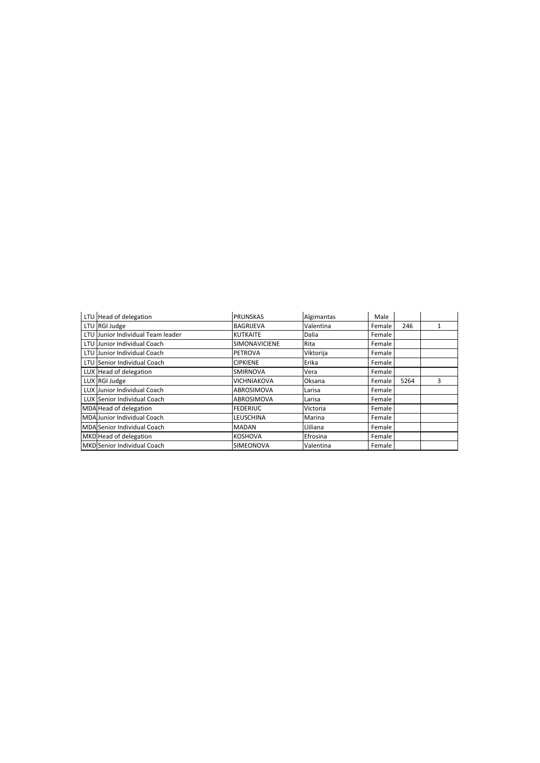| | | | | | | |
|---|---|---|---|---|---|---|
| LTU | Head of delegation | PRUNSKAS | Algimantas | Male | | |
| LTU | RGI Judge | BAGRIJEVA | Valentina | Female | 246 | 1 |
| LTU | Junior Individual Team leader | KUTKAITE | Dalia | Female | | |
| LTU | Junior Individual Coach | SIMONAVICIENE | Rita | Female | | |
| LTU | Junior Individual Coach | PETROVA | Viktorija | Female | | |
| LTU | Senior Individual Coach | CIPKIENE | Erika | Female | | |
| LUX | Head of delegation | SMIRNOVA | Vera | Female | | |
| LUX | RGI Judge | VICHNIAKOVA | Oksana | Female | 5264 | 3 |
| LUX | Junior Individual Coach | ABROSIMOVA | Larisa | Female | | |
| LUX | Senior Individual Coach | ABROSIMOVA | Larisa | Female | | |
| MDA | Head of delegation | FEDERIUC | Victoria | Female | | |
| MDA | Junior Individual Coach | LEUSCHINA | Marina | Female | | |
| MDA | Senior Individual Coach | MADAN | Lliliana | Female | | |
| MKD | Head of delegation | KOSHOVA | Efrosina | Female | | |
| MKD | Senior Individual Coach | SIMEONOVA | Valentina | Female | | |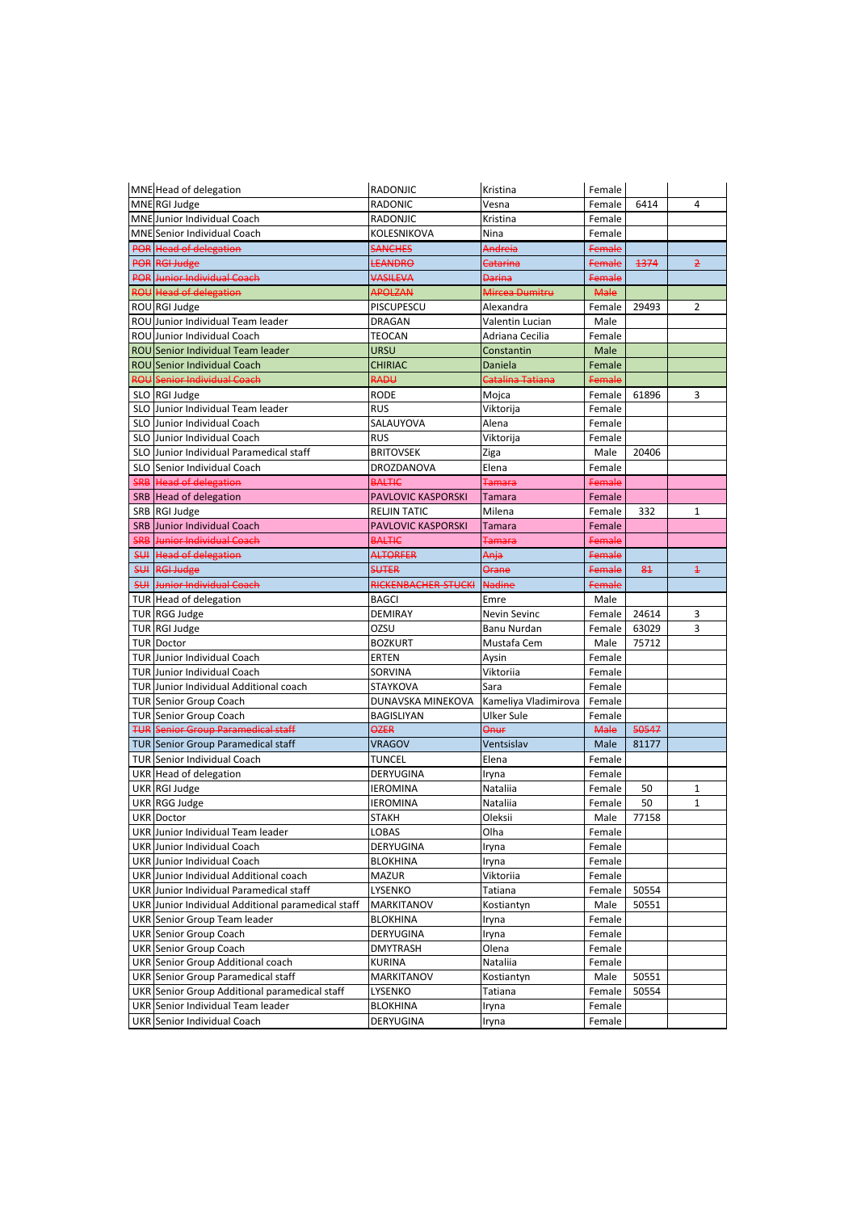| | | | | | | |
|---|---|---|---|---|---|---|
| MNE | Head of delegation | RADONJIC | Kristina | Female | | |
| MNE | RGI Judge | RADONIC | Vesna | Female | 6414 | 4 |
| MNE | Junior Individual Coach | RADONJIC | Kristina | Female | | |
| MNE | Senior Individual Coach | KOLESNIKOVA | Nina | Female | | |
| ~~POR~~ | ~~Head of delegation~~ | ~~SANCHES~~ | ~~Andreia~~ | ~~Female~~ | | |
| ~~POR~~ | ~~RGI Judge~~ | ~~LEANDRO~~ | ~~Catarina~~ | ~~Female~~ | ~~1374~~ | ~~2~~ |
| ~~POR~~ | ~~Junior Individual Coach~~ | ~~VASILEVA~~ | ~~Darina~~ | ~~Female~~ | | |
| ~~ROU~~ | ~~Head of delegation~~ | ~~APOLZAN~~ | ~~Mircea Dumitru~~ | ~~Male~~ | | |
| ROU | RGI Judge | PISCUPESCU | Alexandra | Female | 29493 | 2 |
| ROU | Junior Individual Team leader | DRAGAN | Valentin Lucian | Male | | |
| ROU | Junior Individual Coach | TEOCAN | Adriana Cecilia | Female | | |
| ROU | Senior Individual Team leader | URSU | Constantin | Male | | |
| ROU | Senior Individual Coach | CHIRIAC | Daniela | Female | | |
| ~~ROU~~ | ~~Senior Individual Coach~~ | ~~RADU~~ | ~~Catalina Tatiana~~ | ~~Female~~ | | |
| SLO | RGI Judge | RODE | Mojca | Female | 61896 | 3 |
| SLO | Junior Individual Team leader | RUS | Viktorija | Female | | |
| SLO | Junior Individual Coach | SALAUYOVA | Alena | Female | | |
| SLO | Junior Individual Coach | RUS | Viktorija | Female | | |
| SLO | Junior Individual Paramedical staff | BRITOVSEK | Ziga | Male | 20406 | |
| SLO | Senior Individual Coach | DROZDANOVA | Elena | Female | | |
| ~~SRB~~ | ~~Head of delegation~~ | ~~BALTIC~~ | ~~Tamara~~ | ~~Female~~ | | |
| SRB | Head of delegation | PAVLOVIC KASPORSKI | Tamara | Female | | |
| SRB | RGI Judge | RELJIN TATIC | Milena | Female | 332 | 1 |
| SRB | Junior Individual Coach | PAVLOVIC KASPORSKI | Tamara | Female | | |
| ~~SRB~~ | ~~Junior Individual Coach~~ | ~~BALTIC~~ | ~~Tamara~~ | ~~Female~~ | | |
| ~~SUI~~ | ~~Head of delegation~~ | ~~ALTORFER~~ | ~~Anja~~ | ~~Female~~ | | |
| ~~SUI~~ | ~~RGI Judge~~ | ~~SUTER~~ | ~~Orane~~ | ~~Female~~ | ~~81~~ | ~~1~~ |
| ~~SUI~~ | ~~Junior Individual Coach~~ | ~~RICKENBACHER-STUCKI~~ | ~~Nadine~~ | ~~Female~~ | | |
| TUR | Head of delegation | BAGCI | Emre | Male | | |
| TUR | RGG Judge | DEMIRAY | Nevin Sevinc | Female | 24614 | 3 |
| TUR | RGI Judge | OZSU | Banu Nurdan | Female | 63029 | 3 |
| TUR | Doctor | BOZKURT | Mustafa Cem | Male | 75712 | |
| TUR | Junior Individual Coach | ERTEN | Aysin | Female | | |
| TUR | Junior Individual Coach | SORVINA | Viktoriia | Female | | |
| TUR | Junior Individual Additional coach | STAYKOVA | Sara | Female | | |
| TUR | Senior Group Coach | DUNAVSKA MINEKOVA | Kameliya Vladimirova | Female | | |
| TUR | Senior Group Coach | BAGISLIYAN | Ulker Sule | Female | | |
| ~~TUR~~ | ~~Senior Group Paramedical staff~~ | ~~OZER~~ | ~~Onur~~ | ~~Male~~ | ~~50547~~ | |
| TUR | Senior Group Paramedical staff | VRAGOV | Ventsislav | Male | 81177 | |
| TUR | Senior Individual Coach | TUNCEL | Elena | Female | | |
| UKR | Head of delegation | DERYUGINA | Iryna | Female | | |
| UKR | RGI Judge | IEROMINA | Nataliia | Female | 50 | 1 |
| UKR | RGG Judge | IEROMINA | Nataliia | Female | 50 | 1 |
| UKR | Doctor | STAKH | Oleksii | Male | 77158 | |
| UKR | Junior Individual Team leader | LOBAS | Olha | Female | | |
| UKR | Junior Individual Coach | DERYUGINA | Iryna | Female | | |
| UKR | Junior Individual Coach | BLOKHINA | Iryna | Female | | |
| UKR | Junior Individual Additional coach | MAZUR | Viktoriia | Female | | |
| UKR | Junior Individual Paramedical staff | LYSENKO | Tatiana | Female | 50554 | |
| UKR | Junior Individual Additional paramedical staff | MARKITANOV | Kostiantyn | Male | 50551 | |
| UKR | Senior Group Team leader | BLOKHINA | Iryna | Female | | |
| UKR | Senior Group Coach | DERYUGINA | Iryna | Female | | |
| UKR | Senior Group Coach | DMYTRASH | Olena | Female | | |
| UKR | Senior Group Additional coach | KURINA | Nataliia | Female | | |
| UKR | Senior Group Paramedical staff | MARKITANOV | Kostiantyn | Male | 50551 | |
| UKR | Senior Group Additional paramedical staff | LYSENKO | Tatiana | Female | 50554 | |
| UKR | Senior Individual Team leader | BLOKHINA | Iryna | Female | | |
| UKR | Senior Individual Coach | DERYUGINA | Iryna | Female | | |